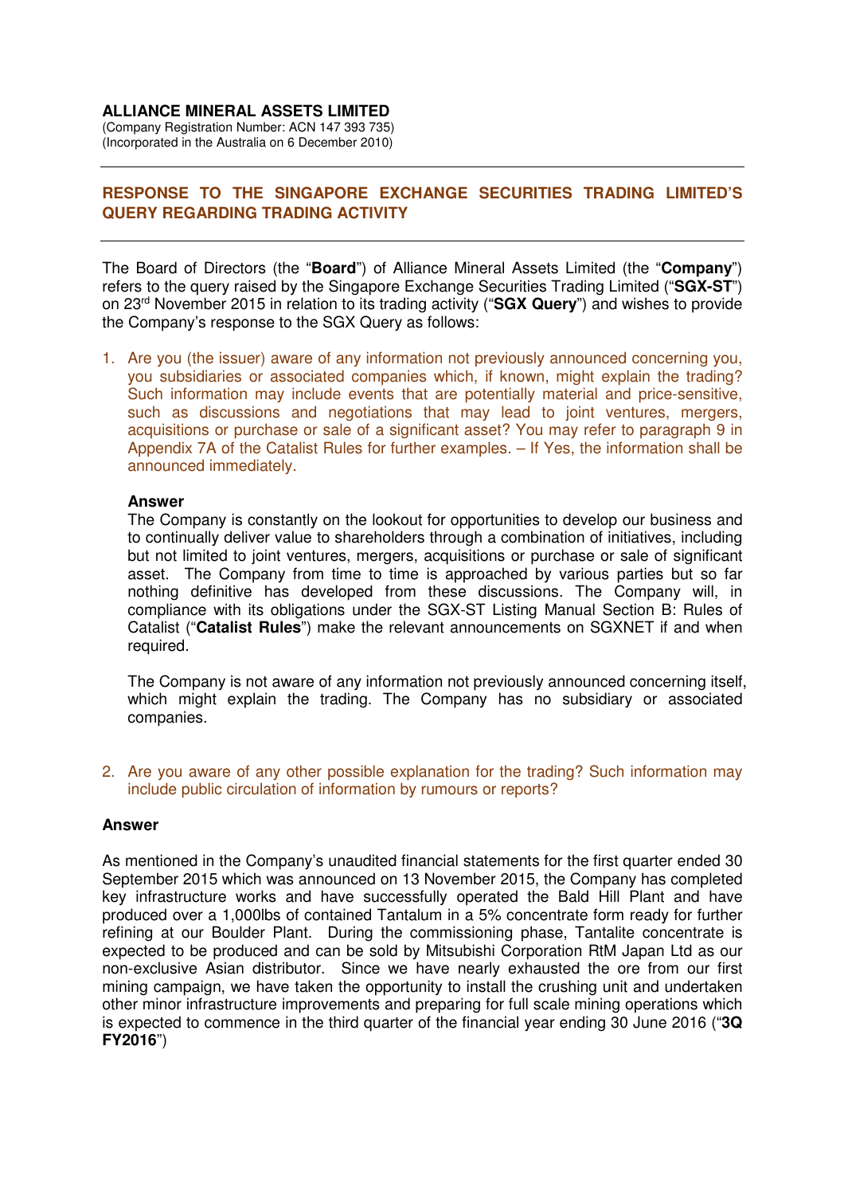**ALLIANCE MINERAL ASSETS LIMITED**
(Company Registration Number: ACN 147 393 735)
(Incorporated in the Australia on 6 December 2010)

---

## RESPONSE TO THE SINGAPORE EXCHANGE SECURITIES TRADING LIMITED'S QUERY REGARDING TRADING ACTIVITY

---

The Board of Directors (the "**Board**") of Alliance Mineral Assets Limited (the "**Company**") refers to the query raised by the Singapore Exchange Securities Trading Limited ("**SGX-ST**") on 23rd November 2015 in relation to its trading activity ("**SGX Query**") and wishes to provide the Company's response to the SGX Query as follows:

1. Are you (the issuer) aware of any information not previously announced concerning you, you subsidiaries or associated companies which, if known, might explain the trading? Such information may include events that are potentially material and price-sensitive, such as discussions and negotiations that may lead to joint ventures, mergers, acquisitions or purchase or sale of a significant asset? You may refer to paragraph 9 in Appendix 7A of the Catalist Rules for further examples. – If Yes, the information shall be announced immediately.

   **Answer**
   The Company is constantly on the lookout for opportunities to develop our business and to continually deliver value to shareholders through a combination of initiatives, including but not limited to joint ventures, mergers, acquisitions or purchase or sale of significant asset. The Company from time to time is approached by various parties but so far nothing definitive has developed from these discussions. The Company will, in compliance with its obligations under the SGX-ST Listing Manual Section B: Rules of Catalist ("**Catalist Rules**") make the relevant announcements on SGXNET if and when required.

   The Company is not aware of any information not previously announced concerning itself, which might explain the trading. The Company has no subsidiary or associated companies.

2. Are you aware of any other possible explanation for the trading? Such information may include public circulation of information by rumours or reports?

**Answer**

As mentioned in the Company's unaudited financial statements for the first quarter ended 30 September 2015 which was announced on 13 November 2015, the Company has completed key infrastructure works and have successfully operated the Bald Hill Plant and have produced over a 1,000lbs of contained Tantalum in a 5% concentrate form ready for further refining at our Boulder Plant. During the commissioning phase, Tantalite concentrate is expected to be produced and can be sold by Mitsubishi Corporation RtM Japan Ltd as our non-exclusive Asian distributor. Since we have nearly exhausted the ore from our first mining campaign, we have taken the opportunity to install the crushing unit and undertaken other minor infrastructure improvements and preparing for full scale mining operations which is expected to commence in the third quarter of the financial year ending 30 June 2016 ("**3Q FY2016**")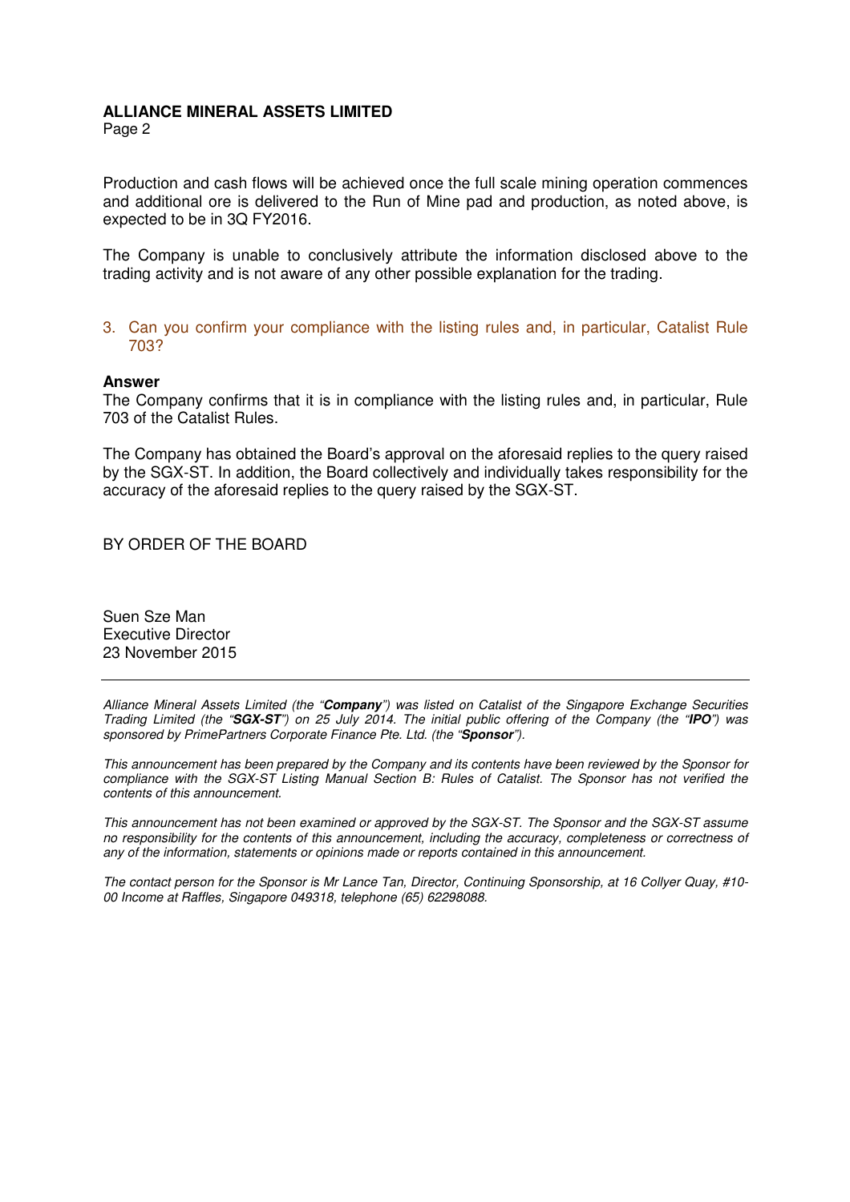Production and cash flows will be achieved once the full scale mining operation commences and additional ore is delivered to the Run of Mine pad and production, as noted above, is expected to be in 3Q FY2016.

The Company is unable to conclusively attribute the information disclosed above to the trading activity and is not aware of any other possible explanation for the trading.

3. Can you confirm your compliance with the listing rules and, in particular, Catalist Rule 703?

**Answer**
The Company confirms that it is in compliance with the listing rules and, in particular, Rule 703 of the Catalist Rules.

The Company has obtained the Board's approval on the aforesaid replies to the query raised by the SGX-ST. In addition, the Board collectively and individually takes responsibility for the accuracy of the aforesaid replies to the query raised by the SGX-ST.

BY ORDER OF THE BOARD

Suen Sze Man
Executive Director
23 November 2015

---

*Alliance Mineral Assets Limited (the "**Company**") was listed on Catalist of the Singapore Exchange Securities Trading Limited (the "**SGX-ST**") on 25 July 2014. The initial public offering of the Company (the "**IPO**") was sponsored by PrimePartners Corporate Finance Pte. Ltd. (the "**Sponsor**").*

*This announcement has been prepared by the Company and its contents have been reviewed by the Sponsor for compliance with the SGX-ST Listing Manual Section B: Rules of Catalist. The Sponsor has not verified the contents of this announcement.*

*This announcement has not been examined or approved by the SGX-ST. The Sponsor and the SGX-ST assume no responsibility for the contents of this announcement, including the accuracy, completeness or correctness of any of the information, statements or opinions made or reports contained in this announcement.*

*The contact person for the Sponsor is Mr Lance Tan, Director, Continuing Sponsorship, at 16 Collyer Quay, #10-00 Income at Raffles, Singapore 049318, telephone (65) 62298088.*